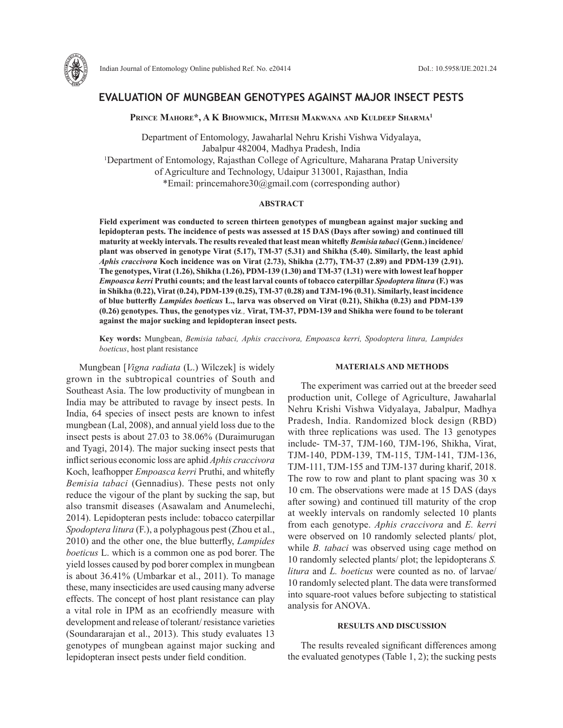# EVALUATION OF MUNGBEAN GENOTYPES AGAINST MAJOR INSECT PESTS

**Prince Mahore\*, A K Bhowmick, Mitesh Makwana and Kuldeep Sharma[1]**

Department of Entomology, Jawaharlal Nehru Krishi Vishwa Vidyalaya, Jabalpur 482004, Madhya Pradesh, India
[1]Department of Entomology, Rajasthan College of Agriculture, Maharana Pratap University of Agriculture and Technology, Udaipur 313001, Rajasthan, India
\*Email: princemahore30@gmail.com (corresponding author)

## ABSTRACT

**Field experiment was conducted to screen thirteen genotypes of mungbean against major sucking and lepidopteran pests. The incidence of pests was assessed at 15 DAS (Days after sowing) and continued till maturity at weekly intervals. The results revealed that least mean whitefly *Bemisia tabaci* (Genn.) incidence/plant was observed in genotype Virat (5.17), TM-37 (5.31) and Shikha (5.40). Similarly, the least aphid *Aphis craccivora* Koch incidence was on Virat (2.73), Shikha (2.77), TM-37 (2.89) and PDM-139 (2.91). The genotypes, Virat (1.26), Shikha (1.26), PDM-139 (1.30) and TM-37 (1.31) were with lowest leaf hopper *Empoasca kerri* Pruthi counts; and the least larval counts of tobacco caterpillar *Spodoptera litura* (F.) was in Shikha (0.22), Virat (0.24), PDM-139 (0.25), TM-37 (0.28) and TJM-196 (0.31). Similarly, least incidence of blue butterfly *Lampides boeticus* L., larva was observed on Virat (0.21), Shikha (0.23) and PDM-139 (0.26) genotypes. Thus, the genotypes viz., Virat, TM-37, PDM-139 and Shikha were found to be tolerant against the major sucking and lepidopteran insect pests.**

**Key words:** Mungbean, *Bemisia tabaci, Aphis craccivora, Empoasca kerri, Spodoptera litura, Lampides boeticus*, host plant resistance

Mungbean [*Vigna radiata* (L.) Wilczek] is widely grown in the subtropical countries of South and Southeast Asia. The low productivity of mungbean in India may be attributed to ravage by insect pests. In India, 64 species of insect pests are known to infest mungbean (Lal, 2008), and annual yield loss due to the insect pests is about 27.03 to 38.06% (Duraimurugan and Tyagi, 2014). The major sucking insect pests that inflict serious economic loss are aphid *Aphis craccivora* Koch, leafhopper *Empoasca kerri* Pruthi, and whitefly *Bemisia tabaci* (Gennadius). These pests not only reduce the vigour of the plant by sucking the sap, but also transmit diseases (Asawalam and Anumelechi, 2014). Lepidopteran pests include: tobacco caterpillar *Spodoptera litura* (F.), a polyphagous pest (Zhou et al., 2010) and the other one, the blue butterfly, *Lampides boeticus* L. which is a common one as pod borer. The yield losses caused by pod borer complex in mungbean is about 36.41% (Umbarkar et al., 2011). To manage these, many insecticides are used causing many adverse effects. The concept of host plant resistance can play a vital role in IPM as an ecofriendly measure with development and release of tolerant/ resistance varieties (Soundararajan et al., 2013). This study evaluates 13 genotypes of mungbean against major sucking and lepidopteran insect pests under field condition.

## MATERIALS AND METHODS

The experiment was carried out at the breeder seed production unit, College of Agriculture, Jawaharlal Nehru Krishi Vishwa Vidyalaya, Jabalpur, Madhya Pradesh, India. Randomized block design (RBD) with three replications was used. The 13 genotypes include- TM-37, TJM-160, TJM-196, Shikha, Virat, TJM-140, PDM-139, TM-115, TJM-141, TJM-136, TJM-111, TJM-155 and TJM-137 during kharif, 2018. The row to row and plant to plant spacing was 30 x 10 cm. The observations were made at 15 DAS (days after sowing) and continued till maturity of the crop at weekly intervals on randomly selected 10 plants from each genotype. *Aphis craccivora* and *E. kerri* were observed on 10 randomly selected plants/ plot, while *B. tabaci* was observed using cage method on 10 randomly selected plants/ plot; the lepidopterans *S. litura* and *L. boeticus* were counted as no. of larvae/ 10 randomly selected plant. The data were transformed into square-root values before subjecting to statistical analysis for ANOVA.

## RESULTS AND DISCUSSION

The results revealed significant differences among the evaluated genotypes (Table 1, 2); the sucking pests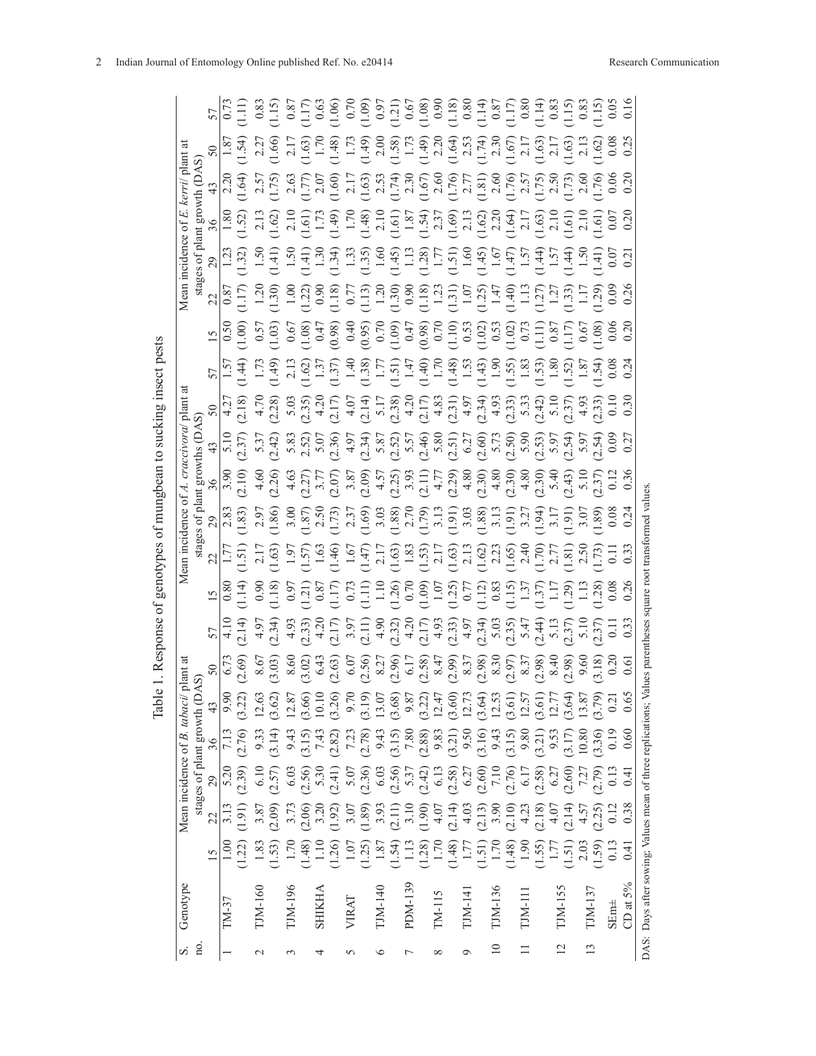Table 1. Response of genotypes of mungbean to sucking insect pests

| S. no. | Genotype | Mean incidence of *B. tabaci*/ plant at stages of plant growth (DAS) | | | | | | | Mean incidence of *A. craccivora*/ plant at stages of plant growths (DAS) | | | | | | | Mean incidence of *E. kerri*/ plant at stages of plant growth (DAS) | | | | | | |
|---|---|---|---|---|---|---|---|---|---|---|---|---|---|---|---|---|---|---|---|---|---|---|
| | | 15 | 22 | 29 | 36 | 43 | 50 | 57 | 15 | 22 | 29 | 36 | 43 | 50 | 57 | 15 | 22 | 29 | 36 | 43 | 50 | 57 |
| 1 | TM-37 | 1.00 (1.22) | 3.13 (1.91) | 5.20 (2.39) | 7.13 (2.76) | 9.90 (3.22) | 6.73 (2.69) | 4.10 (2.14) | 0.80 (1.14) | 1.77 (1.51) | 2.83 (1.83) | 3.90 (2.10) | 5.10 (2.37) | 4.27 (2.18) | 1.57 (1.44) | 0.50 (1.00) | 0.87 (1.17) | 1.23 (1.32) | 1.80 (1.52) | 2.20 (1.64) | 1.87 (1.54) | 0.73 (1.11) |
| 2 | TJM-160 | 1.83 (1.53) | 3.87 (2.09) | 6.10 (2.57) | 9.33 (3.14) | 12.63 (3.62) | 8.67 (3.03) | 4.97 (2.34) | 0.90 (1.18) | 2.17 (1.63) | 2.97 (1.86) | 4.60 (2.26) | 5.37 (2.42) | 4.70 (2.28) | 1.73 (1.49) | 0.57 (1.03) | 1.20 (1.30) | 1.50 (1.41) | 2.13 (1.62) | 2.57 (1.75) | 2.27 (1.66) | 0.83 (1.15) |
| 3 | TJM-196 | 1.70 (1.48) | 3.73 (2.06) | 6.03 (2.56) | 9.43 (3.15) | 12.87 (3.66) | 8.60 (3.02) | 4.93 (2.33) | 0.97 (1.21) | 1.97 (1.57) | 3.00 (1.87) | 4.63 (2.27) | 5.83 (2.52) | 5.03 (2.35) | 2.13 (1.62) | 0.67 (1.08) | 1.00 (1.22) | 1.50 (1.41) | 2.10 (1.61) | 2.63 (1.77) | 2.17 (1.63) | 0.87 (1.17) |
| 4 | SHIKHA | 1.10 (1.26) | 3.20 (1.92) | 5.30 (2.41) | 7.43 (2.82) | 10.10 (3.26) | 6.43 (2.63) | 4.20 (2.17) | 0.87 (1.17) | 1.63 (1.46) | 2.50 (1.73) | 3.77 (2.07) | 5.07 (2.36) | 4.20 (2.17) | 1.37 (1.37) | 0.47 (0.98) | 0.90 (1.18) | 1.30 (1.34) | 1.73 (1.49) | 2.07 (1.60) | 1.70 (1.48) | 0.63 (1.06) |
| 5 | VIRAT | 1.07 (1.25) | 3.07 (1.89) | 5.07 (2.36) | 7.23 (2.78) | 9.70 (3.19) | 6.07 (2.56) | 3.97 (2.11) | 0.73 (1.11) | 1.67 (1.47) | 2.37 (1.69) | 3.87 (2.09) | 4.97 (2.34) | 4.07 (2.14) | 1.40 (1.38) | 0.40 (0.95) | 0.77 (1.13) | 1.33 (1.35) | 1.70 (1.48) | 2.17 (1.63) | 1.73 (1.49) | 0.70 (1.09) |
| 6 | TJM-140 | 1.87 (1.54) | 3.93 (2.11) | 6.03 (2.56) | 9.43 (3.15) | 13.07 (3.68) | 8.27 (2.96) | 4.90 (2.32) | 1.10 (1.26) | 2.17 (1.63) | 3.03 (1.88) | 4.57 (2.25) | 5.87 (2.52) | 5.17 (2.38) | 1.77 (1.51) | 0.70 (1.09) | 1.20 (1.30) | 1.60 (1.45) | 2.10 (1.61) | 2.53 (1.74) | 2.00 (1.58) | 0.97 (1.21) |
| 7 | PDM-139 | 1.13 (1.28) | 3.10 (1.90) | 5.37 (2.42) | 7.80 (2.88) | 9.87 (3.22) | 6.17 (2.58) | 4.20 (2.17) | 0.70 (1.09) | 1.83 (1.53) | 2.70 (1.79) | 3.93 (2.11) | 5.57 (2.46) | 4.20 (2.17) | 1.47 (1.40) | 0.47 (0.98) | 0.90 (1.18) | 1.13 (1.28) | 1.87 (1.54) | 2.30 (1.67) | 1.73 (1.49) | 0.67 (1.08) |
| 8 | TM-115 | 1.70 (1.48) | 4.07 (2.14) | 6.13 (2.58) | 9.83 (3.21) | 12.47 (3.60) | 8.47 (2.99) | 4.93 (2.33) | 1.07 (1.25) | 2.17 (1.63) | 3.13 (1.91) | 4.77 (2.29) | 5.80 (2.51) | 4.83 (2.31) | 1.70 (1.48) | 0.70 (1.10) | 1.23 (1.31) | 1.77 (1.51) | 2.37 (1.69) | 2.60 (1.76) | 2.20 (1.64) | 0.90 (1.18) |
| 9 | TJM-141 | 1.77 (1.51) | 4.03 (2.13) | 6.27 (2.60) | 9.50 (3.16) | 12.73 (3.64) | 8.37 (2.98) | 4.97 (2.34) | 0.77 (1.12) | 2.13 (1.62) | 3.03 (1.88) | 4.80 (2.30) | 6.27 (2.60) | 4.97 (2.34) | 1.53 (1.43) | 0.53 (1.02) | 1.07 (1.25) | 1.60 (1.45) | 2.13 (1.62) | 2.77 (1.81) | 2.53 (1.74) | 0.80 (1.14) |
| 10 | TJM-136 | 1.70 (1.48) | 3.90 (2.10) | 7.10 (2.76) | 9.43 (3.15) | 12.53 (3.61) | 8.30 (2.97) | 5.03 (2.35) | 0.83 (1.15) | 2.23 (1.65) | 3.13 (1.91) | 4.80 (2.30) | 5.73 (2.50) | 4.93 (2.33) | 1.90 (1.55) | 0.53 (1.02) | 1.47 (1.40) | 1.67 (1.47) | 2.20 (1.64) | 2.60 (1.76) | 2.30 (1.67) | 0.87 (1.17) |
| 11 | TJM-111 | 1.90 (1.55) | 4.23 (2.18) | 6.17 (2.58) | 9.80 (3.21) | 12.57 (3.61) | 8.37 (2.98) | 5.47 (2.44) | 1.37 (1.37) | 2.40 (1.70) | 3.27 (1.94) | 4.80 (2.30) | 5.90 (2.53) | 5.33 (2.42) | 1.83 (1.53) | 0.73 (1.11) | 1.13 (1.27) | 1.57 (1.44) | 2.17 (1.63) | 2.57 (1.75) | 2.17 (1.63) | 0.80 (1.14) |
| 12 | TJM-155 | 1.77 (1.51) | 4.07 (2.14) | 6.27 (2.60) | 9.53 (3.17) | 12.77 (3.64) | 8.40 (2.98) | 5.13 (2.37) | 1.17 (1.29) | 2.77 (1.81) | 3.17 (1.91) | 5.40 (2.43) | 5.97 (2.54) | 5.10 (2.37) | 1.80 (1.52) | 0.87 (1.17) | 1.27 (1.33) | 1.57 (1.44) | 2.10 (1.61) | 2.50 (1.73) | 2.17 (1.63) | 0.83 (1.15) |
| 13 | TJM-137 | 2.03 (1.59) | 4.57 (2.25) | 7.27 (2.79) | 10.80 (3.36) | 13.87 (3.79) | 9.60 (3.18) | 5.10 (2.37) | 1.13 (1.28) | 2.50 (1.73) | 3.07 (1.89) | 5.10 (2.37) | 5.97 (2.54) | 4.93 (2.33) | 1.87 (1.54) | 0.67 (1.08) | 1.17 (1.29) | 1.50 (1.41) | 2.10 (1.61) | 2.60 (1.76) | 2.13 (1.62) | 0.83 (1.15) |
| | SEm± | 0.13 | 0.12 | 0.13 | 0.19 | 0.21 | 0.20 | 0.11 | 0.08 | 0.11 | 0.08 | 0.12 | 0.09 | 0.10 | 0.08 | 0.06 | 0.09 | 0.07 | 0.07 | 0.06 | 0.08 | 0.05 |
| | CD at 5% | 0.41 | 0.38 | 0.41 | 0.60 | 0.65 | 0.61 | 0.33 | 0.26 | 0.33 | 0.24 | 0.36 | 0.27 | 0.30 | 0.24 | 0.20 | 0.26 | 0.21 | 0.20 | 0.20 | 0.25 | 0.16 |

DAS: Days after sowing; Values mean of three replications; Values parentheses square root transformed values.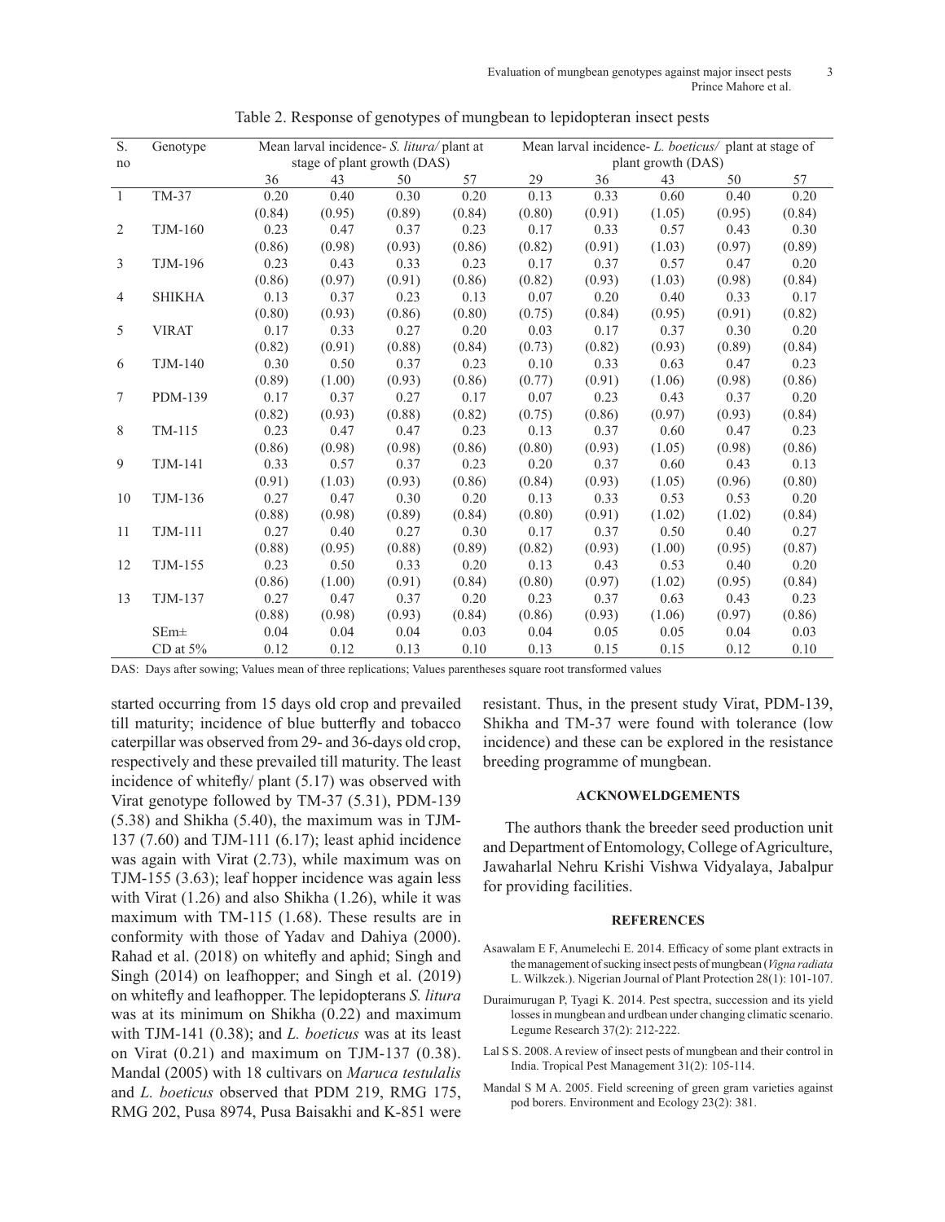Table 2. Response of genotypes of mungbean to lepidopteran insect pests

| S. no | Genotype | Mean larval incidence- *S. litura*/ plant at stage of plant growth (DAS) | | | | Mean larval incidence- *L. boeticus*/ plant at stage of plant growth (DAS) | | | | |
|---|---|---|---|---|---|---|---|---|---|---|
| | | 36 | 43 | 50 | 57 | 29 | 36 | 43 | 50 | 57 |
| 1 | TM-37 | 0.20 | 0.40 | 0.30 | 0.20 | 0.13 | 0.33 | 0.60 | 0.40 | 0.20 |
| | | (0.84) | (0.95) | (0.89) | (0.84) | (0.80) | (0.91) | (1.05) | (0.95) | (0.84) |
| 2 | TJM-160 | 0.23 | 0.47 | 0.37 | 0.23 | 0.17 | 0.33 | 0.57 | 0.43 | 0.30 |
| | | (0.86) | (0.98) | (0.93) | (0.86) | (0.82) | (0.91) | (1.03) | (0.97) | (0.89) |
| 3 | TJM-196 | 0.23 | 0.43 | 0.33 | 0.23 | 0.17 | 0.37 | 0.57 | 0.47 | 0.20 |
| | | (0.86) | (0.97) | (0.91) | (0.86) | (0.82) | (0.93) | (1.03) | (0.98) | (0.84) |
| 4 | SHIKHA | 0.13 | 0.37 | 0.23 | 0.13 | 0.07 | 0.20 | 0.40 | 0.33 | 0.17 |
| | | (0.80) | (0.93) | (0.86) | (0.80) | (0.75) | (0.84) | (0.95) | (0.91) | (0.82) |
| 5 | VIRAT | 0.17 | 0.33 | 0.27 | 0.20 | 0.03 | 0.17 | 0.37 | 0.30 | 0.20 |
| | | (0.82) | (0.91) | (0.88) | (0.84) | (0.73) | (0.82) | (0.93) | (0.89) | (0.84) |
| 6 | TJM-140 | 0.30 | 0.50 | 0.37 | 0.23 | 0.10 | 0.33 | 0.63 | 0.47 | 0.23 |
| | | (0.89) | (1.00) | (0.93) | (0.86) | (0.77) | (0.91) | (1.06) | (0.98) | (0.86) |
| 7 | PDM-139 | 0.17 | 0.37 | 0.27 | 0.17 | 0.07 | 0.23 | 0.43 | 0.37 | 0.20 |
| | | (0.82) | (0.93) | (0.88) | (0.82) | (0.75) | (0.86) | (0.97) | (0.93) | (0.84) |
| 8 | TM-115 | 0.23 | 0.47 | 0.47 | 0.23 | 0.13 | 0.37 | 0.60 | 0.47 | 0.23 |
| | | (0.86) | (0.98) | (0.98) | (0.86) | (0.80) | (0.93) | (1.05) | (0.98) | (0.86) |
| 9 | TJM-141 | 0.33 | 0.57 | 0.37 | 0.23 | 0.20 | 0.37 | 0.60 | 0.43 | 0.13 |
| | | (0.91) | (1.03) | (0.93) | (0.86) | (0.84) | (0.93) | (1.05) | (0.96) | (0.80) |
| 10 | TJM-136 | 0.27 | 0.47 | 0.30 | 0.20 | 0.13 | 0.33 | 0.53 | 0.53 | 0.20 |
| | | (0.88) | (0.98) | (0.89) | (0.84) | (0.80) | (0.91) | (1.02) | (1.02) | (0.84) |
| 11 | TJM-111 | 0.27 | 0.40 | 0.27 | 0.30 | 0.17 | 0.37 | 0.50 | 0.40 | 0.27 |
| | | (0.88) | (0.95) | (0.88) | (0.89) | (0.82) | (0.93) | (1.00) | (0.95) | (0.87) |
| 12 | TJM-155 | 0.23 | 0.50 | 0.33 | 0.20 | 0.13 | 0.43 | 0.53 | 0.40 | 0.20 |
| | | (0.86) | (1.00) | (0.91) | (0.84) | (0.80) | (0.97) | (1.02) | (0.95) | (0.84) |
| 13 | TJM-137 | 0.27 | 0.47 | 0.37 | 0.20 | 0.23 | 0.37 | 0.63 | 0.43 | 0.23 |
| | | (0.88) | (0.98) | (0.93) | (0.84) | (0.86) | (0.93) | (1.06) | (0.97) | (0.86) |
| | SEm± | 0.04 | 0.04 | 0.04 | 0.03 | 0.04 | 0.05 | 0.05 | 0.04 | 0.03 |
| | CD at 5% | 0.12 | 0.12 | 0.13 | 0.10 | 0.13 | 0.15 | 0.15 | 0.12 | 0.10 |

DAS: Days after sowing; Values mean of three replications; Values parentheses square root transformed values

started occurring from 15 days old crop and prevailed till maturity; incidence of blue butterfly and tobacco caterpillar was observed from 29- and 36-days old crop, respectively and these prevailed till maturity. The least incidence of whitefly/ plant (5.17) was observed with Virat genotype followed by TM-37 (5.31), PDM-139 (5.38) and Shikha (5.40), the maximum was in TJM-137 (7.60) and TJM-111 (6.17); least aphid incidence was again with Virat (2.73), while maximum was on TJM-155 (3.63); leaf hopper incidence was again less with Virat (1.26) and also Shikha (1.26), while it was maximum with TM-115 (1.68). These results are in conformity with those of Yadav and Dahiya (2000). Rahad et al. (2018) on whitefly and aphid; Singh and Singh (2014) on leafhopper; and Singh et al. (2019) on whitefly and leafhopper. The lepidopterans *S. litura* was at its minimum on Shikha (0.22) and maximum with TJM-141 (0.38); and *L. boeticus* was at its least on Virat (0.21) and maximum on TJM-137 (0.38). Mandal (2005) with 18 cultivars on *Maruca testulalis* and *L. boeticus* observed that PDM 219, RMG 175, RMG 202, Pusa 8974, Pusa Baisakhi and K-851 were resistant. Thus, in the present study Virat, PDM-139, Shikha and TM-37 were found with tolerance (low incidence) and these can be explored in the resistance breeding programme of mungbean.

## ACKNOWELDGEMENTS

The authors thank the breeder seed production unit and Department of Entomology, College of Agriculture, Jawaharlal Nehru Krishi Vishwa Vidyalaya, Jabalpur for providing facilities.

## REFERENCES

Asawalam E F, Anumelechi E. 2014. Efficacy of some plant extracts in the management of sucking insect pests of mungbean (*Vigna radiata* L. Wilkzek.). Nigerian Journal of Plant Protection 28(1): 101-107.

Duraimurugan P, Tyagi K. 2014. Pest spectra, succession and its yield losses in mungbean and urdbean under changing climatic scenario. Legume Research 37(2): 212-222.

Lal S S. 2008. A review of insect pests of mungbean and their control in India. Tropical Pest Management 31(2): 105-114.

Mandal S M A. 2005. Field screening of green gram varieties against pod borers. Environment and Ecology 23(2): 381.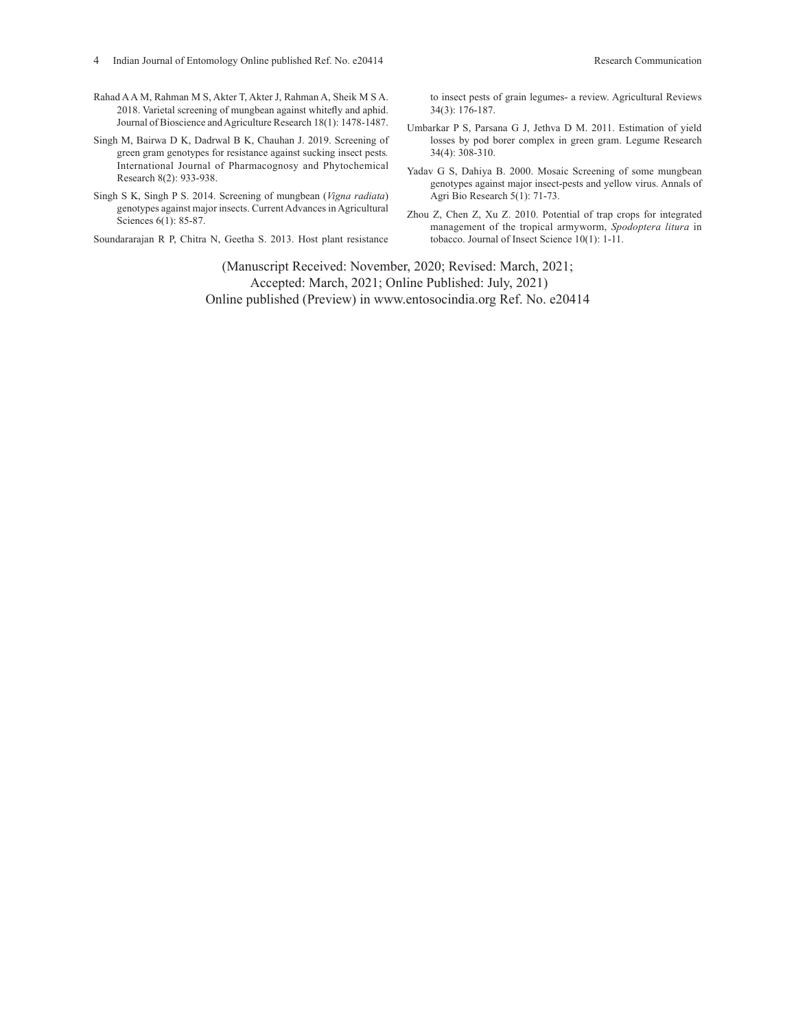Rahad A A M, Rahman M S, Akter T, Akter J, Rahman A, Sheik M S A. 2018. Varietal screening of mungbean against whitefly and aphid. Journal of Bioscience and Agriculture Research 18(1): 1478-1487.

Singh M, Bairwa D K, Dadrwal B K, Chauhan J. 2019. Screening of green gram genotypes for resistance against sucking insect pests. International Journal of Pharmacognosy and Phytochemical Research 8(2): 933-938.

Singh S K, Singh P S. 2014. Screening of mungbean (*Vigna radiata*) genotypes against major insects. Current Advances in Agricultural Sciences 6(1): 85-87.

Soundararajan R P, Chitra N, Geetha S. 2013. Host plant resistance to insect pests of grain legumes- a review. Agricultural Reviews 34(3): 176-187.

Umbarkar P S, Parsana G J, Jethva D M. 2011. Estimation of yield losses by pod borer complex in green gram. Legume Research 34(4): 308-310.

Yadav G S, Dahiya B. 2000. Mosaic Screening of some mungbean genotypes against major insect-pests and yellow virus. Annals of Agri Bio Research 5(1): 71-73.

Zhou Z, Chen Z, Xu Z. 2010. Potential of trap crops for integrated management of the tropical armyworm, *Spodoptera litura* in tobacco. Journal of Insect Science 10(1): 1-11.

(Manuscript Received: November, 2020; Revised: March, 2021; Accepted: March, 2021; Online Published: July, 2021)
Online published (Preview) in www.entosocindia.org Ref. No. e20414